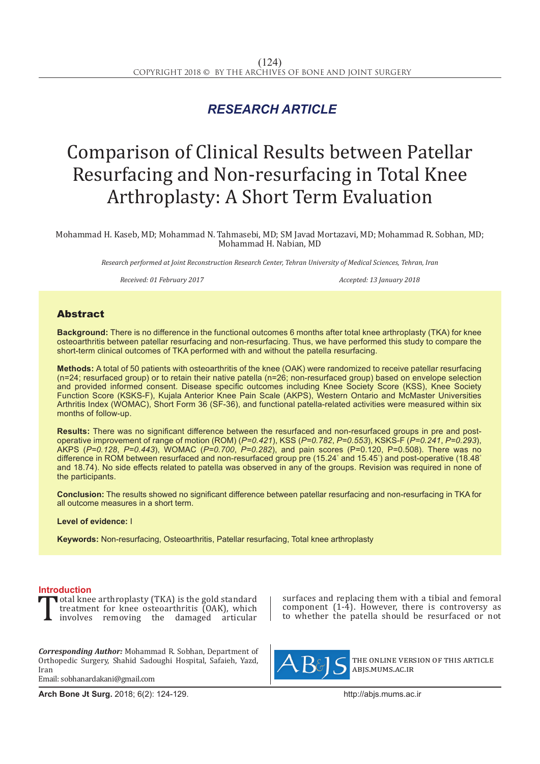*RESEARCH ARTICLE*

# Comparison of Clinical Results between Patellar Resurfacing and Non-resurfacing in Total Knee Arthroplasty: A Short Term Evaluation

Mohammad H. Kaseb, MD; Mohammad N. Tahmasebi, MD; SM Javad Mortazavi, MD; Mohammad R. Sobhan, MD; Mohammad H. Nabian, MD

*Research performed at Joint Reconstruction Research Center, Tehran University of Medical Sciences, Tehran, Iran*

*Received: 01 February 2017* *Accepted: 13 January 2018*

## Abstract

**Background:** There is no difference in the functional outcomes 6 months after total knee arthroplasty (TKA) for knee osteoarthritis between patellar resurfacing and non-resurfacing. Thus, we have performed this study to compare the short-term clinical outcomes of TKA performed with and without the patella resurfacing.

**Methods:** A total of 50 patients with osteoarthritis of the knee (OAK) were randomized to receive patellar resurfacing (n=24; resurfaced group) or to retain their native patella (n=26; non-resurfaced group) based on envelope selection and provided informed consent. Disease specific outcomes including Knee Society Score (KSS), Knee Society Function Score (KSKS-F), Kujala Anterior Knee Pain Scale (AKPS), Western Ontario and McMaster Universities Arthritis Index (WOMAC), Short Form 36 (SF-36), and functional patella-related activities were measured within six months of follow-up.

**Results:** There was no significant difference between the resurfaced and non-resurfaced groups in pre and post-operative improvement of range of motion (ROM) (*P=0.421*), KSS (*P=0.782*, *P=0.553*), KSKS-F (*P=0.241*, *P=0.293*), AKPS (*P=0.128*, *P=0.443*), WOMAC (*P=0.700*, *P=0.282*), and pain scores (P=0.120, P=0.508). There was no difference in ROM between resurfaced and non-resurfaced group pre (15.24° and 15.45°) and post-operative (18.48° and 18.74). No side effects related to patella was observed in any of the groups. Revision was required in none of the participants.

**Conclusion:** The results showed no significant difference between patellar resurfacing and non-resurfacing in TKA for all outcome measures in a short term.

**Level of evidence:** I

**Keywords:** Non-resurfacing, Osteoarthritis, Patellar resurfacing, Total knee arthroplasty

## Introduction

Total knee arthroplasty (TKA) is the gold standard treatment for knee osteoarthritis (OAK), which involves removing the damaged articular surfaces and replacing them with a tibial and femoral component (1-4). However, there is controversy as to whether the patella should be resurfaced or not

***Corresponding Author:*** Mohammad R. Sobhan, Department of Orthopedic Surgery, Shahid Sadoughi Hospital, Safaieh, Yazd, Iran
Email: sobhanardakani@gmail.com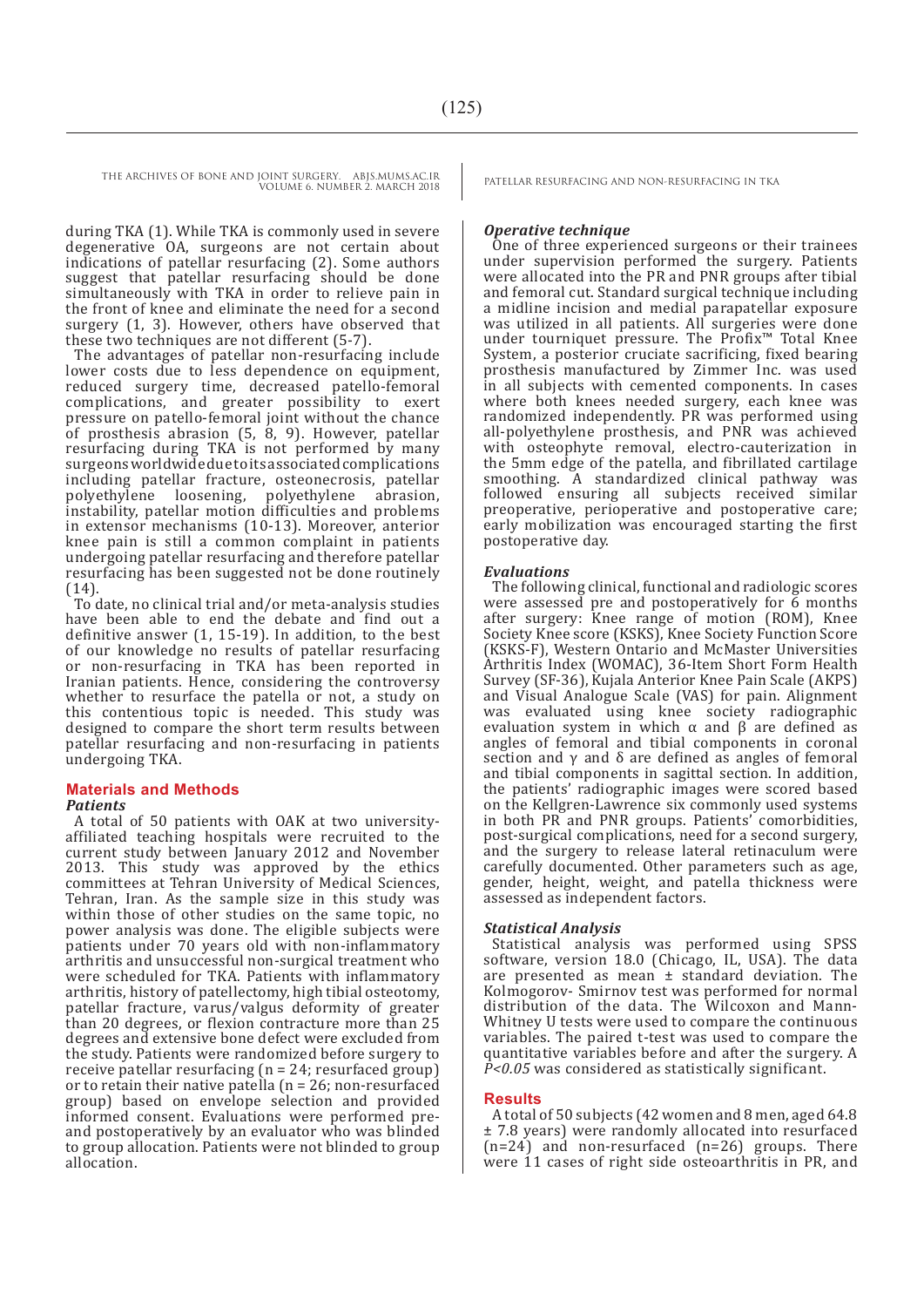during TKA (1). While TKA is commonly used in severe degenerative OA, surgeons are not certain about indications of patellar resurfacing (2). Some authors suggest that patellar resurfacing should be done simultaneously with TKA in order to relieve pain in the front of knee and eliminate the need for a second surgery (1, 3). However, others have observed that these two techniques are not different (5-7).

The advantages of patellar non-resurfacing include lower costs due to less dependence on equipment, reduced surgery time, decreased patello-femoral complications, and greater possibility to exert pressure on patello-femoral joint without the chance of prosthesis abrasion (5, 8, 9). However, patellar resurfacing during TKA is not performed by many surgeons worldwide due to its associated complications including patellar fracture, osteonecrosis, patellar polyethylene loosening, polyethylene abrasion, instability, patellar motion difficulties and problems in extensor mechanisms (10-13). Moreover, anterior knee pain is still a common complaint in patients undergoing patellar resurfacing and therefore patellar resurfacing has been suggested not be done routinely (14).

To date, no clinical trial and/or meta-analysis studies have been able to end the debate and find out a definitive answer (1, 15-19). In addition, to the best of our knowledge no results of patellar resurfacing or non-resurfacing in TKA has been reported in Iranian patients. Hence, considering the controversy whether to resurface the patella or not, a study on this contentious topic is needed. This study was designed to compare the short term results between patellar resurfacing and non-resurfacing in patients undergoing TKA.

## Materials and Methods

### *Patients*

A total of 50 patients with OAK at two university-affiliated teaching hospitals were recruited to the current study between January 2012 and November 2013. This study was approved by the ethics committees at Tehran University of Medical Sciences, Tehran, Iran. As the sample size in this study was within those of other studies on the same topic, no power analysis was done. The eligible subjects were patients under 70 years old with non-inflammatory arthritis and unsuccessful non-surgical treatment who were scheduled for TKA. Patients with inflammatory arthritis, history of patellectomy, high tibial osteotomy, patellar fracture, varus/valgus deformity of greater than 20 degrees, or flexion contracture more than 25 degrees and extensive bone defect were excluded from the study. Patients were randomized before surgery to receive patellar resurfacing (n = 24; resurfaced group) or to retain their native patella (n = 26; non-resurfaced group) based on envelope selection and provided informed consent. Evaluations were performed pre- and postoperatively by an evaluator who was blinded to group allocation. Patients were not blinded to group allocation.

### *Operative technique*

One of three experienced surgeons or their trainees under supervision performed the surgery. Patients were allocated into the PR and PNR groups after tibial and femoral cut. Standard surgical technique including a midline incision and medial parapatellar exposure was utilized in all patients. All surgeries were done under tourniquet pressure. The Profix™ Total Knee System, a posterior cruciate sacrificing, fixed bearing prosthesis manufactured by Zimmer Inc. was used in all subjects with cemented components. In cases where both knees needed surgery, each knee was randomized independently. PR was performed using all-polyethylene prosthesis, and PNR was achieved with osteophyte removal, electro-cauterization in the 5mm edge of the patella, and fibrillated cartilage smoothing. A standardized clinical pathway was followed ensuring all subjects received similar preoperative, perioperative and postoperative care; early mobilization was encouraged starting the first postoperative day.

### *Evaluations*

The following clinical, functional and radiologic scores were assessed pre and postoperatively for 6 months after surgery: Knee range of motion (ROM), Knee Society Knee score (KSKS), Knee Society Function Score (KSKS-F), Western Ontario and McMaster Universities Arthritis Index (WOMAC), 36-Item Short Form Health Survey (SF-36), Kujala Anterior Knee Pain Scale (AKPS) and Visual Analogue Scale (VAS) for pain. Alignment was evaluated using knee society radiographic evaluation system in which $\alpha$ and $\beta$ are defined as angles of femoral and tibial components in coronal section and $\gamma$ and $\delta$ are defined as angles of femoral and tibial components in sagittal section. In addition, the patients' radiographic images were scored based on the Kellgren-Lawrence six commonly used systems in both PR and PNR groups. Patients' comorbidities, post-surgical complications, need for a second surgery, and the surgery to release lateral retinaculum were carefully documented. Other parameters such as age, gender, height, weight, and patella thickness were assessed as independent factors.

### *Statistical Analysis*

Statistical analysis was performed using SPSS software, version 18.0 (Chicago, IL, USA). The data are presented as mean ± standard deviation. The Kolmogorov- Smirnov test was performed for normal distribution of the data. The Wilcoxon and Mann-Whitney U tests were used to compare the continuous variables. The paired t-test was used to compare the quantitative variables before and after the surgery. A $P<0.05$ was considered as statistically significant.

## Results

A total of 50 subjects (42 women and 8 men, aged 64.8 ± 7.8 years) were randomly allocated into resurfaced (n=24) and non-resurfaced (n=26) groups. There were 11 cases of right side osteoarthritis in PR, and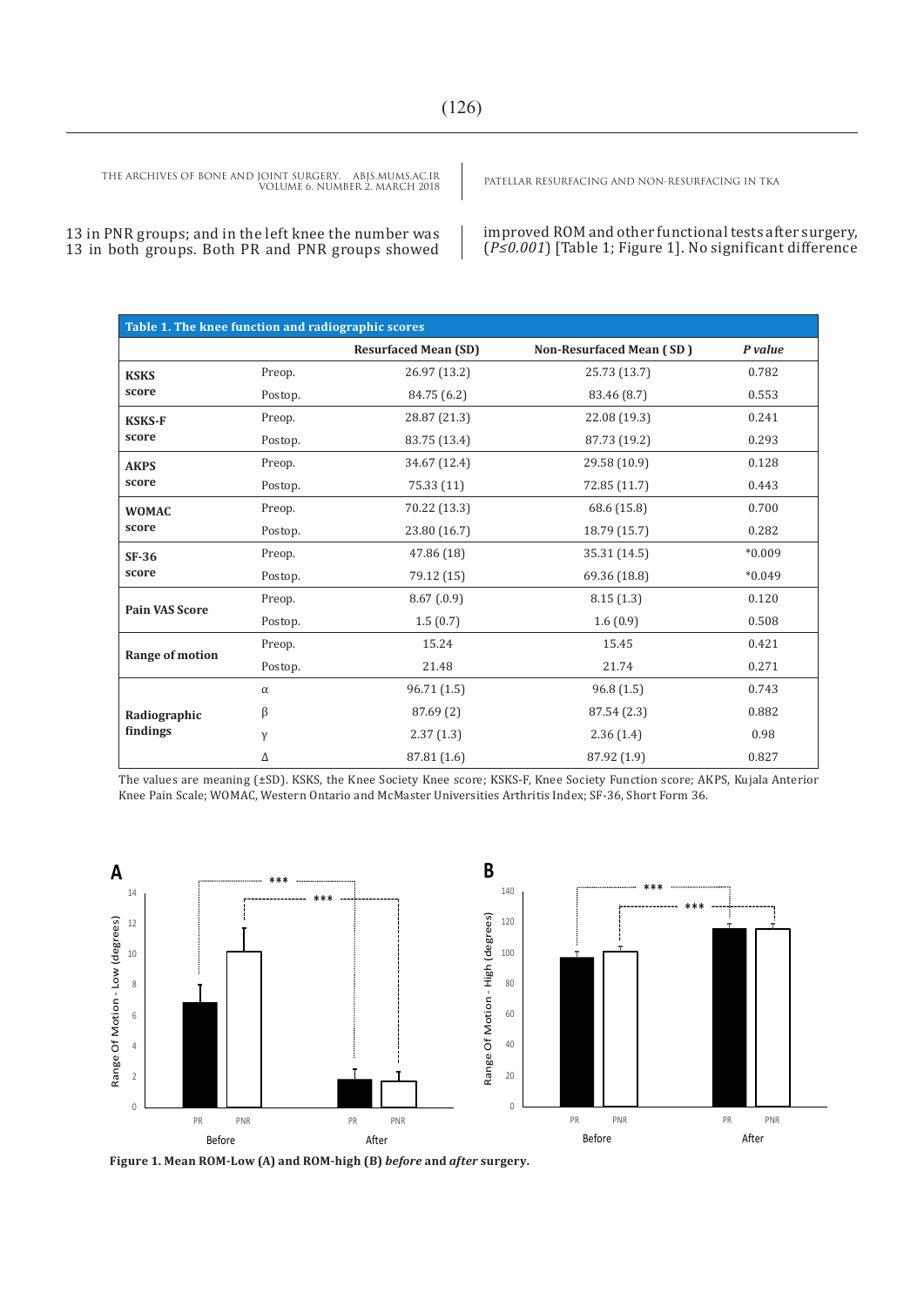13 in PNR groups; and in the left knee the number was 13 in both groups. Both PR and PNR groups showed improved ROM and other functional tests after surgery, (*P≤0.001*) [Table 1; Figure 1]. No significant difference

**Table 1. The knee function and radiographic scores**

| | | Resurfaced Mean (SD) | Non-Resurfaced Mean ( SD ) | *P value* |
|---|---|---|---|---|
| **KSKS score** | Preop. | 26.97 (13.2) | 25.73 (13.7) | 0.782 |
| | Postop. | 84.75 (6.2) | 83.46 (8.7) | 0.553 |
| **KSKS-F score** | Preop. | 28.87 (21.3) | 22.08 (19.3) | 0.241 |
| | Postop. | 83.75 (13.4) | 87.73 (19.2) | 0.293 |
| **AKPS score** | Preop. | 34.67 (12.4) | 29.58 (10.9) | 0.128 |
| | Postop. | 75.33 (11) | 72.85 (11.7) | 0.443 |
| **WOMAC score** | Preop. | 70.22 (13.3) | 68.6 (15.8) | 0.700 |
| | Postop. | 23.80 (16.7) | 18.79 (15.7) | 0.282 |
| **SF-36 score** | Preop. | 47.86 (18) | 35.31 (14.5) | *0.009 |
| | Postop. | 79.12 (15) | 69.36 (18.8) | *0.049 |
| **Pain VAS Score** | Preop. | 8.67 (.0.9) | 8.15 (1.3) | 0.120 |
| | Postop. | 1.5 (0.7) | 1.6 (0.9) | 0.508 |
| **Range of motion** | Preop. | 15.24 | 15.45 | 0.421 |
| | Postop. | 21.48 | 21.74 | 0.271 |
| **Radiographic findings** | α | 96.71 (1.5) | 96.8 (1.5) | 0.743 |
| | β | 87.69 (2) | 87.54 (2.3) | 0.882 |
| | γ | 2.37 (1.3) | 2.36 (1.4) | 0.98 |
| | Δ | 87.81 (1.6) | 87.92 (1.9) | 0.827 |

The values are meaning (±SD). KSKS, the Knee Society Knee score; KSKS-F, Knee Society Function score; AKPS, Kujala Anterior Knee Pain Scale; WOMAC, Western Ontario and McMaster Universities Arthritis Index; SF-36, Short Form 36.

**Figure 1. Mean ROM-Low (A) and ROM-high (B) *before* and *after* surgery.**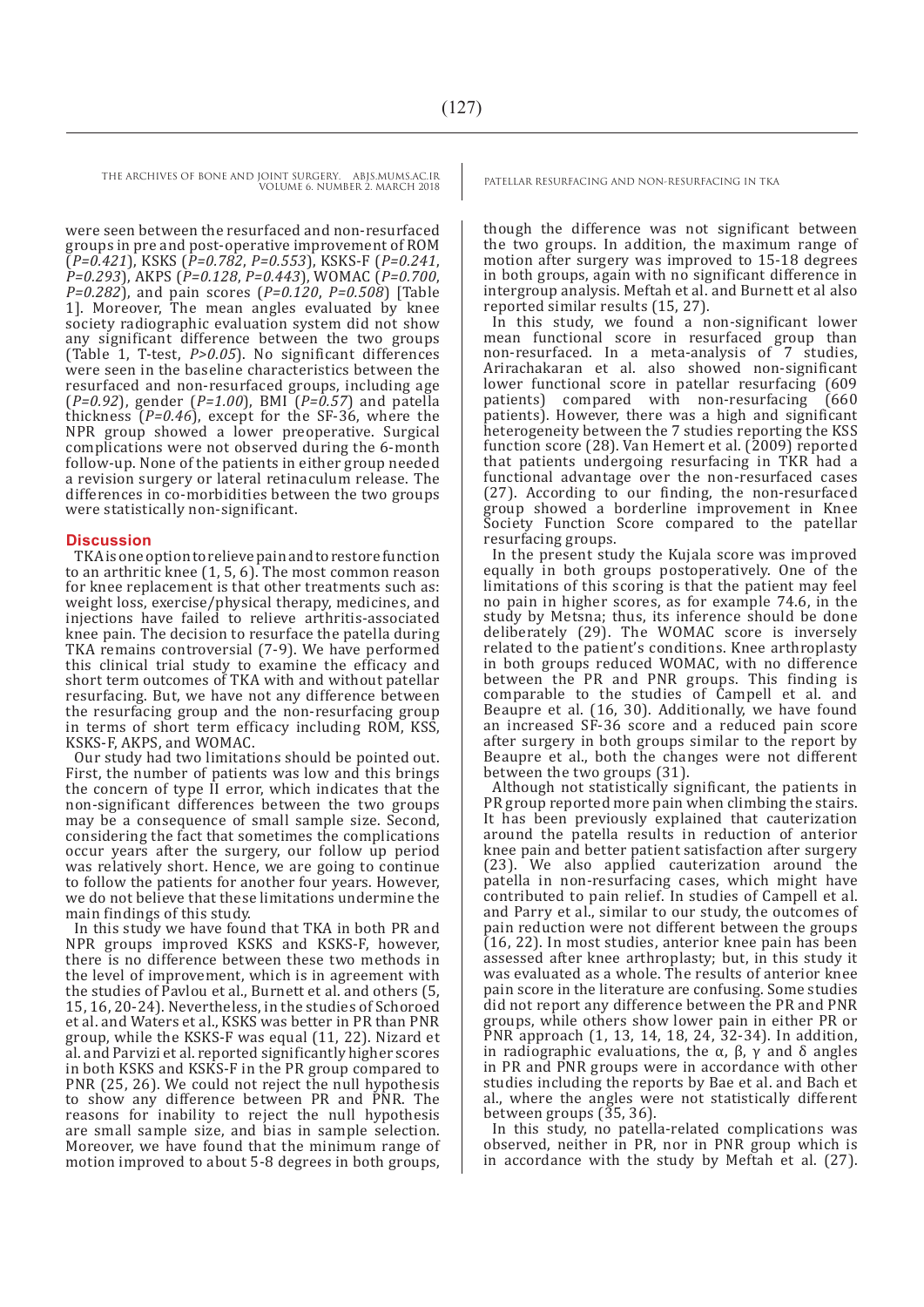were seen between the resurfaced and non-resurfaced groups in pre and post-operative improvement of ROM (*P=0.421*), KSKS (*P=0.782*, *P=0.553*), KSKS-F (*P=0.241*, *P=0.293*), AKPS (*P=0.128*, *P=0.443*), WOMAC (*P=0.700*, *P=0.282*), and pain scores (*P=0.120*, *P=0.508*) [Table 1]. Moreover, The mean angles evaluated by knee society radiographic evaluation system did not show any significant difference between the two groups (Table 1, T-test, *P>0.05*). No significant differences were seen in the baseline characteristics between the resurfaced and non-resurfaced groups, including age (*P=0.92*), gender (*P=1.00*), BMI (*P=0.57*) and patella thickness (*P=0.46*), except for the SF-36, where the NPR group showed a lower preoperative. Surgical complications were not observed during the 6-month follow-up. None of the patients in either group needed a revision surgery or lateral retinaculum release. The differences in co-morbidities between the two groups were statistically non-significant.

## Discussion

TKA is one option to relieve pain and to restore function to an arthritic knee (1, 5, 6). The most common reason for knee replacement is that other treatments such as: weight loss, exercise/physical therapy, medicines, and injections have failed to relieve arthritis-associated knee pain. The decision to resurface the patella during TKA remains controversial (7-9). We have performed this clinical trial study to examine the efficacy and short term outcomes of TKA with and without patellar resurfacing. But, we have not any difference between the resurfacing group and the non-resurfacing group in terms of short term efficacy including ROM, KSS, KSKS-F, AKPS, and WOMAC.

Our study had two limitations should be pointed out. First, the number of patients was low and this brings the concern of type II error, which indicates that the non-significant differences between the two groups may be a consequence of small sample size. Second, considering the fact that sometimes the complications occur years after the surgery, our follow up period was relatively short. Hence, we are going to continue to follow the patients for another four years. However, we do not believe that these limitations undermine the main findings of this study.

In this study we have found that TKA in both PR and NPR groups improved KSKS and KSKS-F, however, there is no difference between these two methods in the level of improvement, which is in agreement with the studies of Pavlou et al., Burnett et al. and others (5, 15, 16, 20-24). Nevertheless, in the studies of Schoroed et al. and Waters et al., KSKS was better in PR than PNR group, while the KSKS-F was equal (11, 22). Nizard et al. and Parvizi et al. reported significantly higher scores in both KSKS and KSKS-F in the PR group compared to PNR (25, 26). We could not reject the null hypothesis to show any difference between PR and PNR. The reasons for inability to reject the null hypothesis are small sample size, and bias in sample selection. Moreover, we have found that the minimum range of motion improved to about 5-8 degrees in both groups, though the difference was not significant between the two groups. In addition, the maximum range of motion after surgery was improved to 15-18 degrees in both groups, again with no significant difference in intergroup analysis. Meftah et al. and Burnett et al also reported similar results (15, 27).

In this study, we found a non-significant lower mean functional score in resurfaced group than non-resurfaced. In a meta-analysis of 7 studies, Arirachakaran et al. also showed non-significant lower functional score in patellar resurfacing (609 patients) compared with non-resurfacing (660 patients). However, there was a high and significant heterogeneity between the 7 studies reporting the KSS function score (28). Van Hemert et al. (2009) reported that patients undergoing resurfacing in TKR had a functional advantage over the non-resurfaced cases (27). According to our finding, the non-resurfaced group showed a borderline improvement in Knee Society Function Score compared to the patellar resurfacing groups.

In the present study the Kujala score was improved equally in both groups postoperatively. One of the limitations of this scoring is that the patient may feel no pain in higher scores, as for example 74.6, in the study by Metsna; thus, its inference should be done deliberately (29). The WOMAC score is inversely related to the patient's conditions. Knee arthroplasty in both groups reduced WOMAC, with no difference between the PR and PNR groups. This finding is comparable to the studies of Campell et al. and Beaupre et al. (16, 30). Additionally, we have found an increased SF-36 score and a reduced pain score after surgery in both groups similar to the report by Beaupre et al., both the changes were not different between the two groups (31).

Although not statistically significant, the patients in PR group reported more pain when climbing the stairs. It has been previously explained that cauterization around the patella results in reduction of anterior knee pain and better patient satisfaction after surgery (23). We also applied cauterization around the patella in non-resurfacing cases, which might have contributed to pain relief. In studies of Campell et al. and Parry et al., similar to our study, the outcomes of pain reduction were not different between the groups (16, 22). In most studies, anterior knee pain has been assessed after knee arthroplasty; but, in this study it was evaluated as a whole. The results of anterior knee pain score in the literature are confusing. Some studies did not report any difference between the PR and PNR groups, while others show lower pain in either PR or PNR approach (1, 13, 14, 18, 24, 32-34). In addition, in radiographic evaluations, the α, β, γ and δ angles in PR and PNR groups were in accordance with other studies including the reports by Bae et al. and Bach et al., where the angles were not statistically different between groups (35, 36).

In this study, no patella-related complications was observed, neither in PR, nor in PNR group which is in accordance with the study by Meftah et al. (27).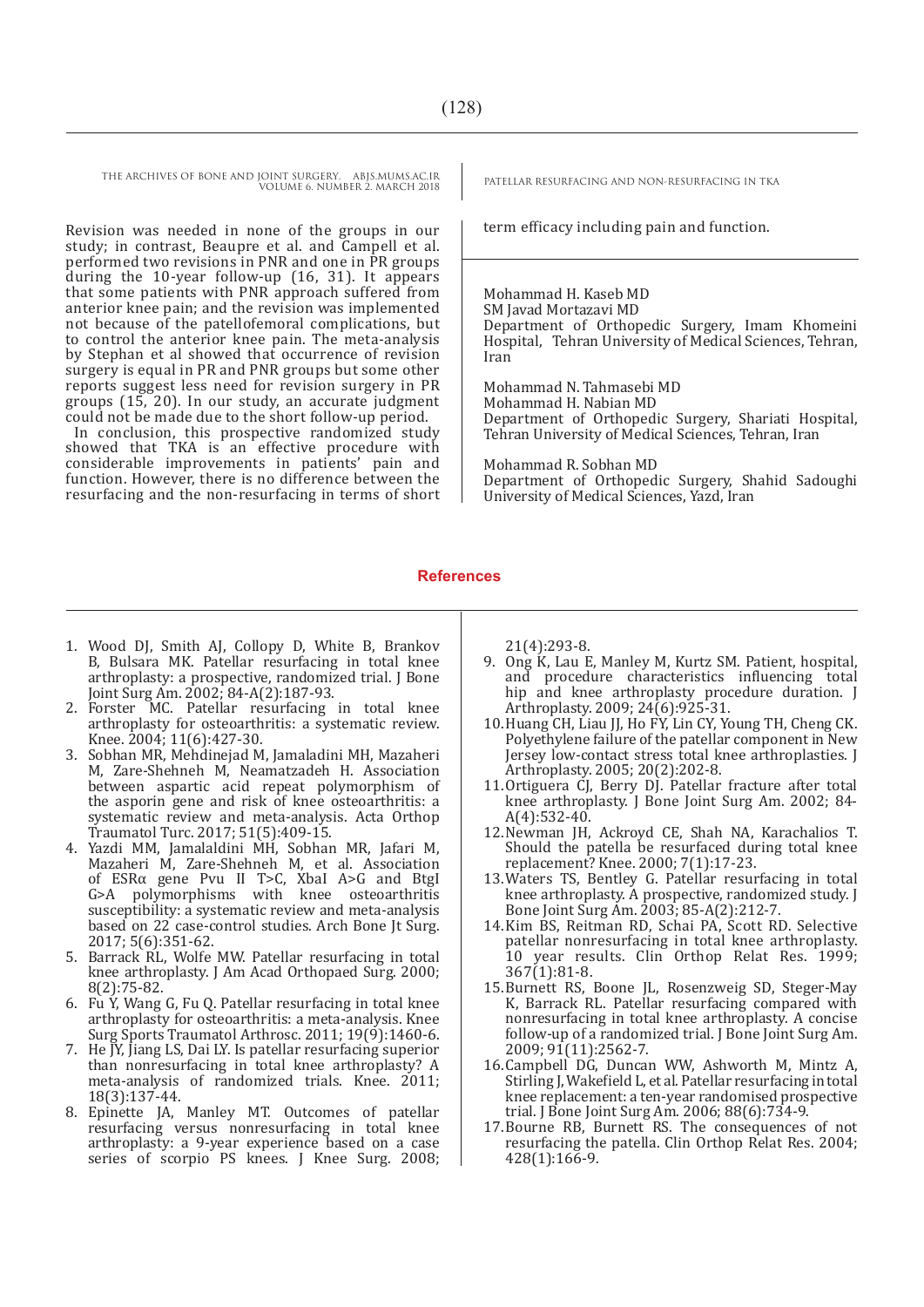Revision was needed in none of the groups in our study; in contrast, Beaupre et al. and Campell et al. performed two revisions in PNR and one in PR groups during the 10-year follow-up (16, 31). It appears that some patients with PNR approach suffered from anterior knee pain; and the revision was implemented not because of the patellofemoral complications, but to control the anterior knee pain. The meta-analysis by Stephan et al showed that occurrence of revision surgery is equal in PR and PNR groups but some other reports suggest less need for revision surgery in PR groups (15, 20). In our study, an accurate judgment could not be made due to the short follow-up period.

In conclusion, this prospective randomized study showed that TKA is an effective procedure with considerable improvements in patients' pain and function. However, there is no difference between the resurfacing and the non-resurfacing in terms of short term efficacy including pain and function.

Mohammad H. Kaseb MD
SM Javad Mortazavi MD
Department of Orthopedic Surgery, Imam Khomeini Hospital, Tehran University of Medical Sciences, Tehran, Iran

Mohammad N. Tahmasebi MD
Mohammad H. Nabian MD
Department of Orthopedic Surgery, Shariati Hospital, Tehran University of Medical Sciences, Tehran, Iran

Mohammad R. Sobhan MD
Department of Orthopedic Surgery, Shahid Sadoughi University of Medical Sciences, Yazd, Iran

## References

1. Wood DJ, Smith AJ, Collopy D, White B, Brankov B, Bulsara MK. Patellar resurfacing in total knee arthroplasty: a prospective, randomized trial. J Bone Joint Surg Am. 2002; 84-A(2):187-93.
2. Forster MC. Patellar resurfacing in total knee arthroplasty for osteoarthritis: a systematic review. Knee. 2004; 11(6):427-30.
3. Sobhan MR, Mehdinejad M, Jamaladini MH, Mazaheri M, Zare-Shehneh M, Neamatzadeh H. Association between aspartic acid repeat polymorphism of the asporin gene and risk of knee osteoarthritis: a systematic review and meta-analysis. Acta Orthop Traumatol Turc. 2017; 51(5):409-15.
4. Yazdi MM, Jamalaldini MH, Sobhan MR, Jafari M, Mazaheri M, Zare-Shehneh M, et al. Association of ESRα gene Pvu II T>C, XbaI A>G and BtgI G>A polymorphisms with knee osteoarthritis susceptibility: a systematic review and meta-analysis based on 22 case-control studies. Arch Bone Jt Surg. 2017; 5(6):351-62.
5. Barrack RL, Wolfe MW. Patellar resurfacing in total knee arthroplasty. J Am Acad Orthopaed Surg. 2000; 8(2):75-82.
6. Fu Y, Wang G, Fu Q. Patellar resurfacing in total knee arthroplasty for osteoarthritis: a meta-analysis. Knee Surg Sports Traumatol Arthrosc. 2011; 19(9):1460-6.
7. He JY, Jiang LS, Dai LY. Is patellar resurfacing superior than nonresurfacing in total knee arthroplasty? A meta-analysis of randomized trials. Knee. 2011; 18(3):137-44.
8. Epinette JA, Manley MT. Outcomes of patellar resurfacing versus nonresurfacing in total knee arthroplasty: a 9-year experience based on a case series of scorpio PS knees. J Knee Surg. 2008; 21(4):293-8.
9. Ong K, Lau E, Manley M, Kurtz SM. Patient, hospital, and procedure characteristics influencing total hip and knee arthroplasty procedure duration. J Arthroplasty. 2009; 24(6):925-31.
10. Huang CH, Liau JJ, Ho FY, Lin CY, Young TH, Cheng CK. Polyethylene failure of the patellar component in New Jersey low-contact stress total knee arthroplasties. J Arthroplasty. 2005; 20(2):202-8.
11. Ortiguera CJ, Berry DJ. Patellar fracture after total knee arthroplasty. J Bone Joint Surg Am. 2002; 84-A(4):532-40.
12. Newman JH, Ackroyd CE, Shah NA, Karachalios T. Should the patella be resurfaced during total knee replacement? Knee. 2000; 7(1):17-23.
13. Waters TS, Bentley G. Patellar resurfacing in total knee arthroplasty. A prospective, randomized study. J Bone Joint Surg Am. 2003; 85-A(2):212-7.
14. Kim BS, Reitman RD, Schai PA, Scott RD. Selective patellar nonresurfacing in total knee arthroplasty. 10 year results. Clin Orthop Relat Res. 1999; 367(1):81-8.
15. Burnett RS, Boone JL, Rosenzweig SD, Steger-May K, Barrack RL. Patellar resurfacing compared with nonresurfacing in total knee arthroplasty. A concise follow-up of a randomized trial. J Bone Joint Surg Am. 2009; 91(11):2562-7.
16. Campbell DG, Duncan WW, Ashworth M, Mintz A, Stirling J, Wakefield L, et al. Patellar resurfacing in total knee replacement: a ten-year randomised prospective trial. J Bone Joint Surg Am. 2006; 88(6):734-9.
17. Bourne RB, Burnett RS. The consequences of not resurfacing the patella. Clin Orthop Relat Res. 2004; 428(1):166-9.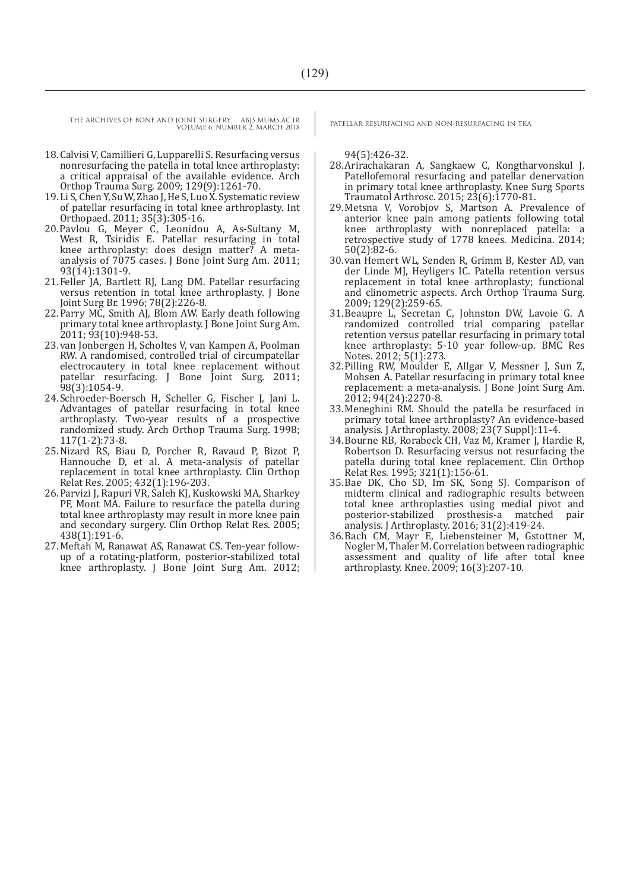18. Calvisi V, Camillieri G, Lupparelli S. Resurfacing versus nonresurfacing the patella in total knee arthroplasty: a critical appraisal of the available evidence. Arch Orthop Trauma Surg. 2009; 129(9):1261-70.
19. Li S, Chen Y, Su W, Zhao J, He S, Luo X. Systematic review of patellar resurfacing in total knee arthroplasty. Int Orthopaed. 2011; 35(3):305-16.
20. Pavlou G, Meyer C, Leonidou A, As-Sultany M, West R, Tsiridis E. Patellar resurfacing in total knee arthroplasty: does design matter? A meta-analysis of 7075 cases. J Bone Joint Surg Am. 2011; 93(14):1301-9.
21. Feller JA, Bartlett RJ, Lang DM. Patellar resurfacing versus retention in total knee arthroplasty. J Bone Joint Surg Br. 1996; 78(2):226-8.
22. Parry MC, Smith AJ, Blom AW. Early death following primary total knee arthroplasty. J Bone Joint Surg Am. 2011; 93(10):948-53.
23. van Jonbergen H, Scholtes V, van Kampen A, Poolman RW. A randomised, controlled trial of circumpatellar electrocautery in total knee replacement without patellar resurfacing. J Bone Joint Surg. 2011; 98(3):1054-9.
24. Schroeder-Boersch H, Scheller G, Fischer J, Jani L. Advantages of patellar resurfacing in total knee arthroplasty. Two-year results of a prospective randomized study. Arch Orthop Trauma Surg. 1998; 117(1-2):73-8.
25. Nizard RS, Biau D, Porcher R, Ravaud P, Bizot P, Hannouche D, et al. A meta-analysis of patellar replacement in total knee arthroplasty. Clin Orthop Relat Res. 2005; 432(1):196-203.
26. Parvizi J, Rapuri VR, Saleh KJ, Kuskowski MA, Sharkey PF, Mont MA. Failure to resurface the patella during total knee arthroplasty may result in more knee pain and secondary surgery. Clin Orthop Relat Res. 2005; 438(1):191-6.
27. Meftah M, Ranawat AS, Ranawat CS. Ten-year follow-up of a rotating-platform, posterior-stabilized total knee arthroplasty. J Bone Joint Surg Am. 2012; 94(5):426-32.
28. Arirachakaran A, Sangkaew C, Kongtharvonskul J. Patellofemoral resurfacing and patellar denervation in primary total knee arthroplasty. Knee Surg Sports Traumatol Arthrosc. 2015; 23(6):1770-81.
29. Metsna V, Vorobjov S, Martson A. Prevalence of anterior knee pain among patients following total knee arthroplasty with nonreplaced patella: a retrospective study of 1778 knees. Medicina. 2014; 50(2):82-6.
30. van Hemert WL, Senden R, Grimm B, Kester AD, van der Linde MJ, Heyligers IC. Patella retention versus replacement in total knee arthroplasty; functional and clinometric aspects. Arch Orthop Trauma Surg. 2009; 129(2):259-65.
31. Beaupre L, Secretan C, Johnston DW, Lavoie G. A randomized controlled trial comparing patellar retention versus patellar resurfacing in primary total knee arthroplasty: 5-10 year follow-up. BMC Res Notes. 2012; 5(1):273.
32. Pilling RW, Moulder E, Allgar V, Messner J, Sun Z, Mohsen A. Patellar resurfacing in primary total knee replacement: a meta-analysis. J Bone Joint Surg Am. 2012; 94(24):2270-8.
33. Meneghini RM. Should the patella be resurfaced in primary total knee arthroplasty? An evidence-based analysis. J Arthroplasty. 2008; 23(7 Suppl):11-4.
34. Bourne RB, Rorabeck CH, Vaz M, Kramer J, Hardie R, Robertson D. Resurfacing versus not resurfacing the patella during total knee replacement. Clin Orthop Relat Res. 1995; 321(1):156-61.
35. Bae DK, Cho SD, Im SK, Song SJ. Comparison of midterm clinical and radiographic results between total knee arthroplasties using medial pivot and posterior-stabilized prosthesis-a matched pair analysis. J Arthroplasty. 2016; 31(2):419-24.
36. Bach CM, Mayr E, Liebensteiner M, Gstottner M, Nogler M, Thaler M. Correlation between radiographic assessment and quality of life after total knee arthroplasty. Knee. 2009; 16(3):207-10.